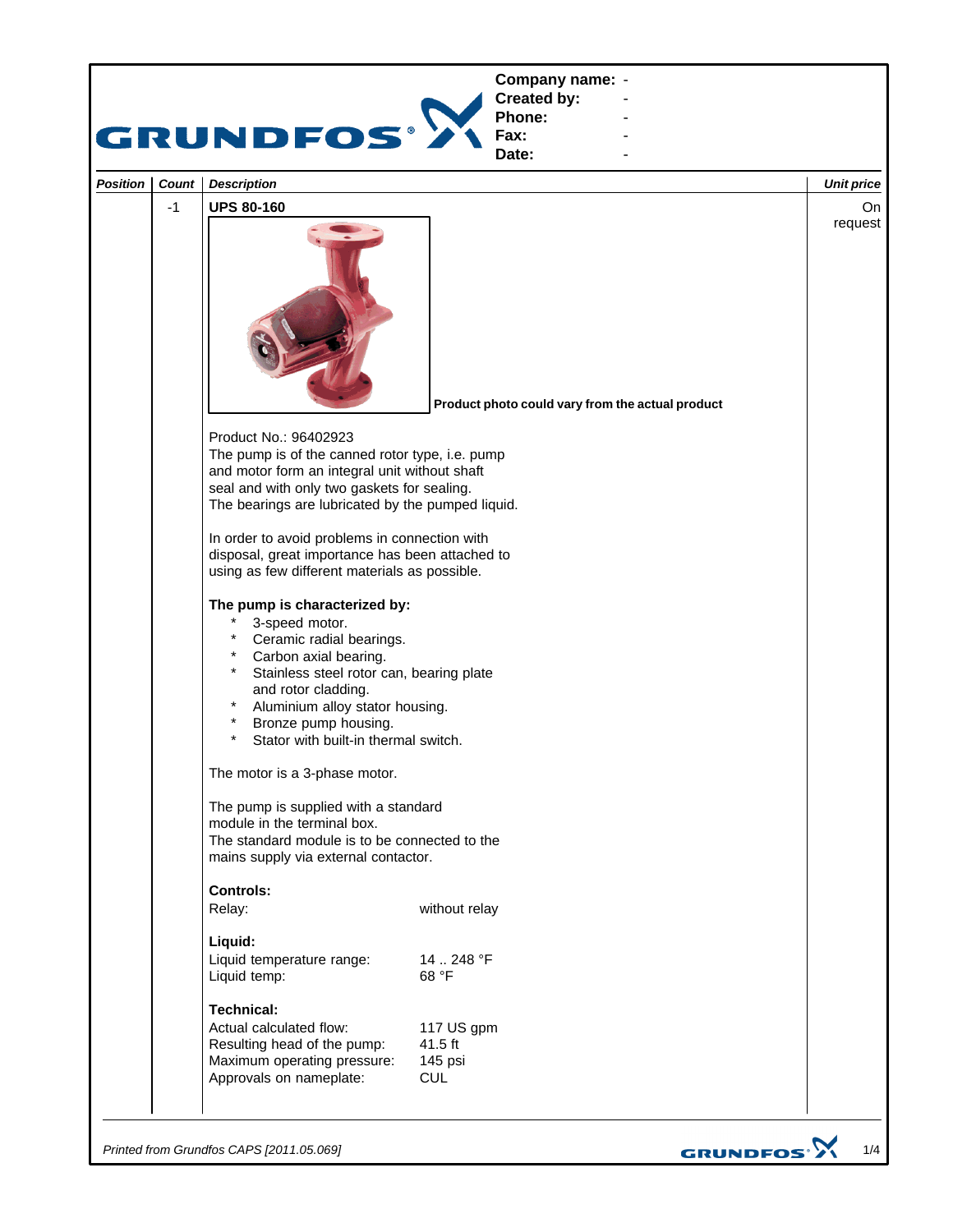GRUNDFOS

**Company name:** -
**Created by:** -
**Phone:** -
**Fax:** -
**Date:** -

| *Position* | *Count* | *Description* | *Unit price* |
|---|---|---|---|
| | -1 | **UPS 80-160** | On request |

**Product photo could vary from the actual product**

Product No.: 96402923
The pump is of the canned rotor type, i.e. pump and motor form an integral unit without shaft seal and with only two gaskets for sealing.
The bearings are lubricated by the pumped liquid.

In order to avoid problems in connection with disposal, great importance has been attached to using as few different materials as possible.

**The pump is characterized by:**

- 3-speed motor.
- Ceramic radial bearings.
- Carbon axial bearing.
- Stainless steel rotor can, bearing plate and rotor cladding.
- Aluminium alloy stator housing.
- Bronze pump housing.
- Stator with built-in thermal switch.

The motor is a 3-phase motor.

The pump is supplied with a standard module in the terminal box.
The standard module is to be connected to the mains supply via external contactor.

**Controls:**

Relay: without relay

**Liquid:**

Liquid temperature range: 14 .. 248 °F
Liquid temp: 68 °F

**Technical:**

Actual calculated flow: 117 US gpm
Resulting head of the pump: 41.5 ft
Maximum operating pressure: 145 psi
Approvals on nameplate: CUL

*Printed from Grundfos CAPS [2011.05.069]*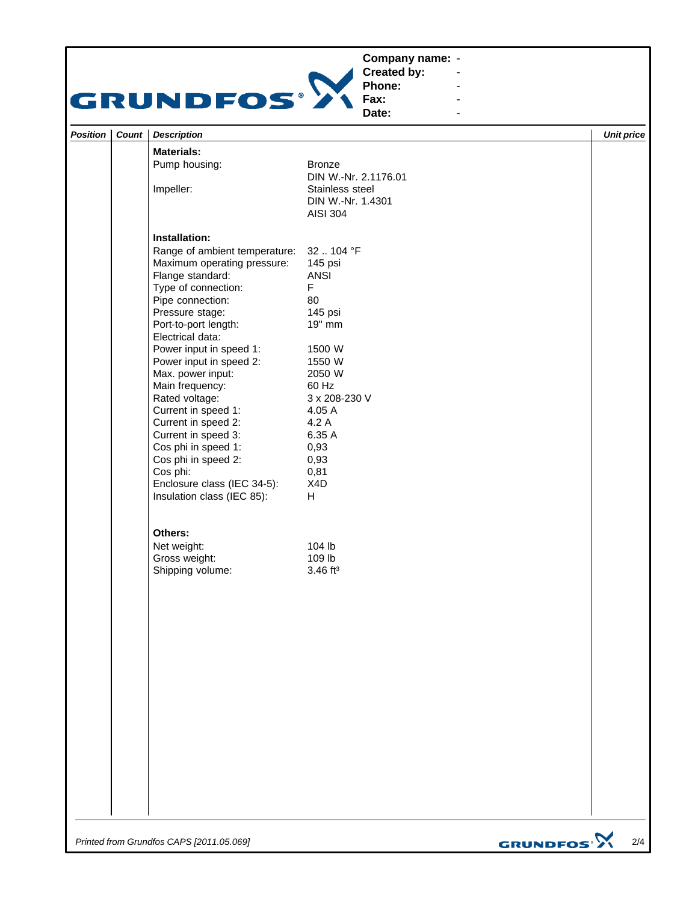**Company name:** -
**Created by:** -
**Phone:** -
**Fax:** -
**Date:** -

| Position | Count | Description | Unit price |
|---|---|---|---|
| | | **Materials:** | |
| | | Pump housing: Bronze DIN W.-Nr. 2.1176.01 | |
| | | Impeller: Stainless steel DIN W.-Nr. 1.4301 AISI 304 | |
| | | **Installation:** | |
| | | Range of ambient temperature: 32 .. 104 °F | |
| | | Maximum operating pressure: 145 psi | |
| | | Flange standard: ANSI | |
| | | Type of connection: F | |
| | | Pipe connection: 80 | |
| | | Pressure stage: 145 psi | |
| | | Port-to-port length: 19" mm | |
| | | Electrical data: | |
| | | Power input in speed 1: 1500 W | |
| | | Power input in speed 2: 1550 W | |
| | | Max. power input: 2050 W | |
| | | Main frequency: 60 Hz | |
| | | Rated voltage: 3 x 208-230 V | |
| | | Current in speed 1: 4.05 A | |
| | | Current in speed 2: 4.2 A | |
| | | Current in speed 3: 6.35 A | |
| | | Cos phi in speed 1: 0,93 | |
| | | Cos phi in speed 2: 0,93 | |
| | | Cos phi: 0,81 | |
| | | Enclosure class (IEC 34-5): X4D | |
| | | Insulation class (IEC 85): H | |
| | | **Others:** | |
| | | Net weight: 104 lb | |
| | | Gross weight: 109 lb | |
| | | Shipping volume: 3.46 ft³ | |

*Printed from Grundfos CAPS [2011.05.069]*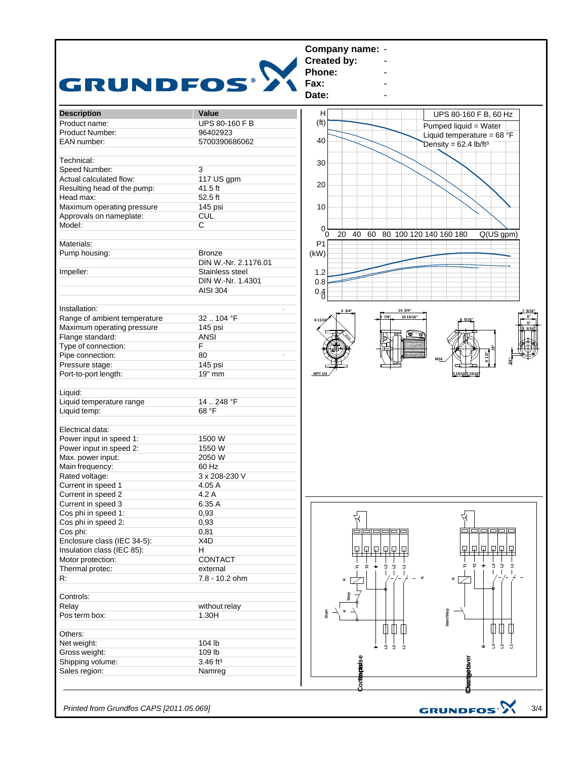**Company name:** -
**Created by:** -
**Phone:** -
**Fax:** -
**Date:** -

| Description | Value |
|---|---|
| Product name: | UPS 80-160 F B |
| Product Number: | 96402923 |
| EAN number: | 5700390686062 |
| | |
| Technical: | |
| Speed Number: | 3 |
| Actual calculated flow: | 117 US gpm |
| Resulting head of the pump: | 41.5 ft |
| Head max: | 52.5 ft |
| Maximum operating pressure | 145 psi |
| Approvals on nameplate: | CUL |
| Model: | C |
| | |
| Materials: | |
| Pump housing: | Bronze |
| | DIN W.-Nr. 2.1176.01 |
| Impeller: | Stainless steel |
| | DIN W.-Nr. 1.4301 |
| | AISI 304 |
| | |
| Installation: | |
| Range of ambient temperature | 32 .. 104 °F |
| Maximum operating pressure | 145 psi |
| Flange standard: | ANSI |
| Type of connection: | F |
| Pipe connection: | 80 |
| Pressure stage: | 145 psi |
| Port-to-port length: | 19" mm |
| | |
| Liquid: | |
| Liquid temperature range | 14 .. 248 °F |
| Liquid temp: | 68 °F |
| | |
| Electrical data: | |
| Power input in speed 1: | 1500 W |
| Power input in speed 2: | 1550 W |
| Max. power input: | 2050 W |
| Main frequency: | 60 Hz |
| Rated voltage: | 3 x 208-230 V |
| Current in speed 1 | 4.05 A |
| Current in speed 2 | 4.2 A |
| Current in speed 3 | 6.35 A |
| Cos phi in speed 1: | 0,93 |
| Cos phi in speed 2: | 0,93 |
| Cos phi: | 0,81 |
| Enclosure class (IEC 34-5): | X4D |
| Insulation class (IEC 85): | H |
| Motor protection: | CONTACT |
| Thermal protec: | external |
| R: | 7.8 - 10.2 ohm |
| | |
| Controls: | |
| Relay | without relay |
| Pos term box: | 1.30H |
| | |
| Others: | |
| Net weight: | 104 lb |
| Gross weight: | 109 lb |
| Shipping volume: | 3.46 ft³ |
| Sales region: | Namreg |

UPS 80-160 F B, 60 Hz
Pumped liquid = Water
Liquid temperature = 68 °F
Density = 62.4 lb/ft³

*Printed from Grundfos CAPS [2011.05.069]*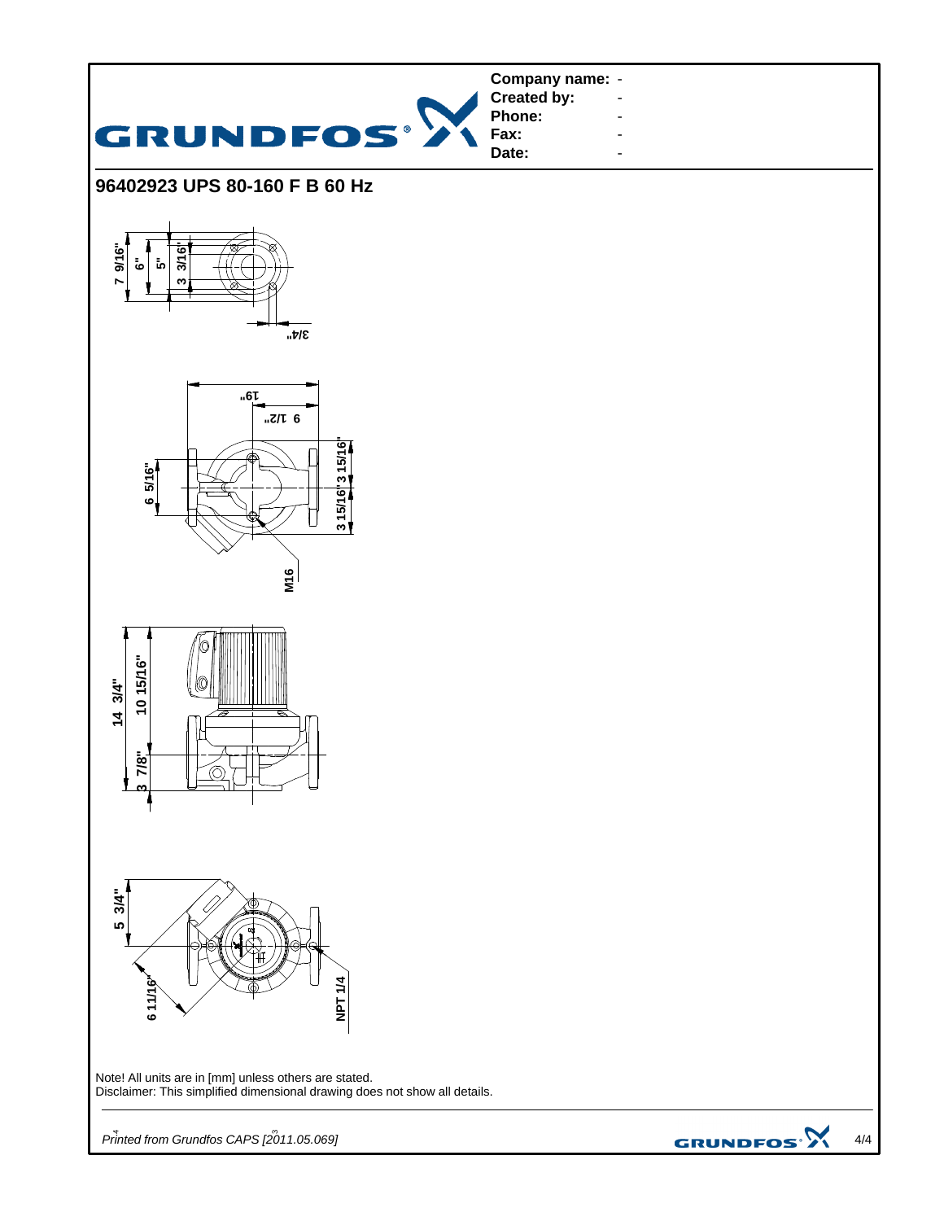Company name: -
Created by: -
Phone: -
Fax: -
Date: -

## 96402923 UPS 80-160 F B 60 Hz

7 9/16"
6"
5"
3 3/16"
3/4"

19"
9 1/2"
6 5/16"
3 15/16"
3 15/16"
M16

14 3/4"
10 15/16"
3 7/8"

5 3/4"
6 11/16"
NPT 1/4

Note! All units are in [mm] unless others are stated.
Disclaimer: This simplified dimensional drawing does not show all details.

*Printed from Grundfos CAPS [2011.05.069]*